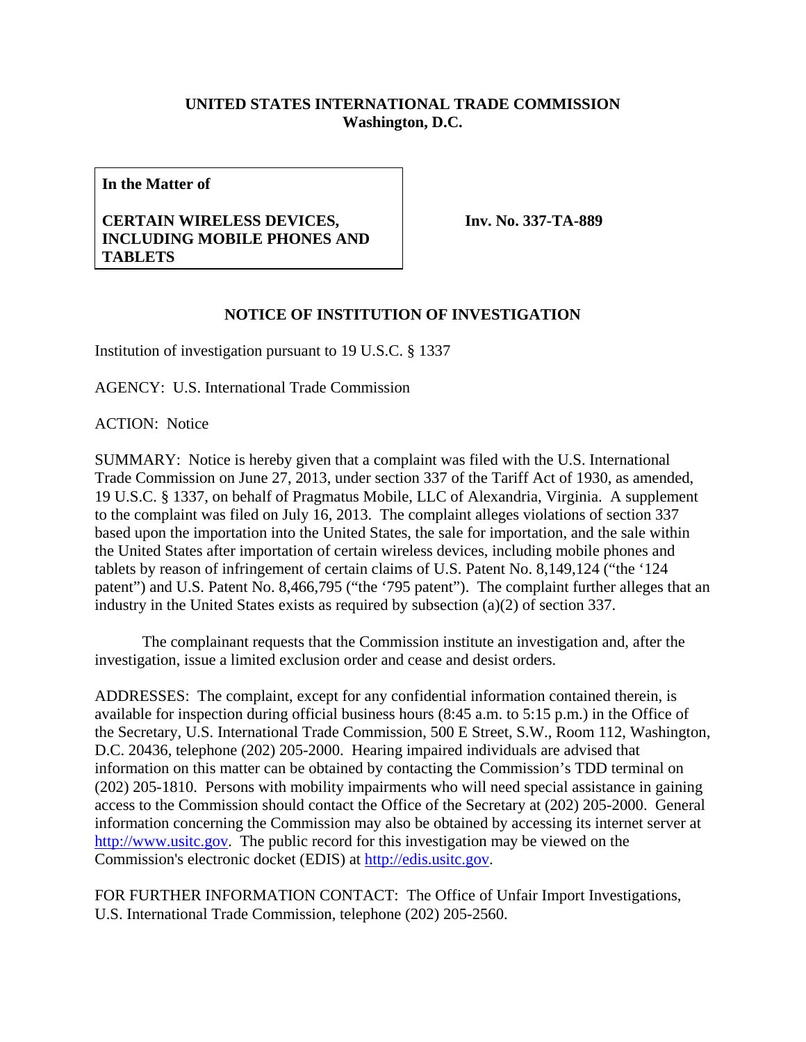**UNITED STATES INTERNATIONAL TRADE COMMISSION**
**Washington, D.C.**

| **In the Matter of**<br><br>**CERTAIN WIRELESS DEVICES, INCLUDING MOBILE PHONES AND TABLETS** | **Inv. No. 337-TA-889** |
|---|---|

## NOTICE OF INSTITUTION OF INVESTIGATION

Institution of investigation pursuant to 19 U.S.C. § 1337

AGENCY: U.S. International Trade Commission

ACTION: Notice

SUMMARY: Notice is hereby given that a complaint was filed with the U.S. International Trade Commission on June 27, 2013, under section 337 of the Tariff Act of 1930, as amended, 19 U.S.C. § 1337, on behalf of Pragmatus Mobile, LLC of Alexandria, Virginia. A supplement to the complaint was filed on July 16, 2013. The complaint alleges violations of section 337 based upon the importation into the United States, the sale for importation, and the sale within the United States after importation of certain wireless devices, including mobile phones and tablets by reason of infringement of certain claims of U.S. Patent No. 8,149,124 ("the '124 patent") and U.S. Patent No. 8,466,795 ("the '795 patent"). The complaint further alleges that an industry in the United States exists as required by subsection (a)(2) of section 337.

The complainant requests that the Commission institute an investigation and, after the investigation, issue a limited exclusion order and cease and desist orders.

ADDRESSES: The complaint, except for any confidential information contained therein, is available for inspection during official business hours (8:45 a.m. to 5:15 p.m.) in the Office of the Secretary, U.S. International Trade Commission, 500 E Street, S.W., Room 112, Washington, D.C. 20436, telephone (202) 205-2000. Hearing impaired individuals are advised that information on this matter can be obtained by contacting the Commission's TDD terminal on (202) 205-1810. Persons with mobility impairments who will need special assistance in gaining access to the Commission should contact the Office of the Secretary at (202) 205-2000. General information concerning the Commission may also be obtained by accessing its internet server at http://www.usitc.gov. The public record for this investigation may be viewed on the Commission's electronic docket (EDIS) at http://edis.usitc.gov.

FOR FURTHER INFORMATION CONTACT: The Office of Unfair Import Investigations, U.S. International Trade Commission, telephone (202) 205-2560.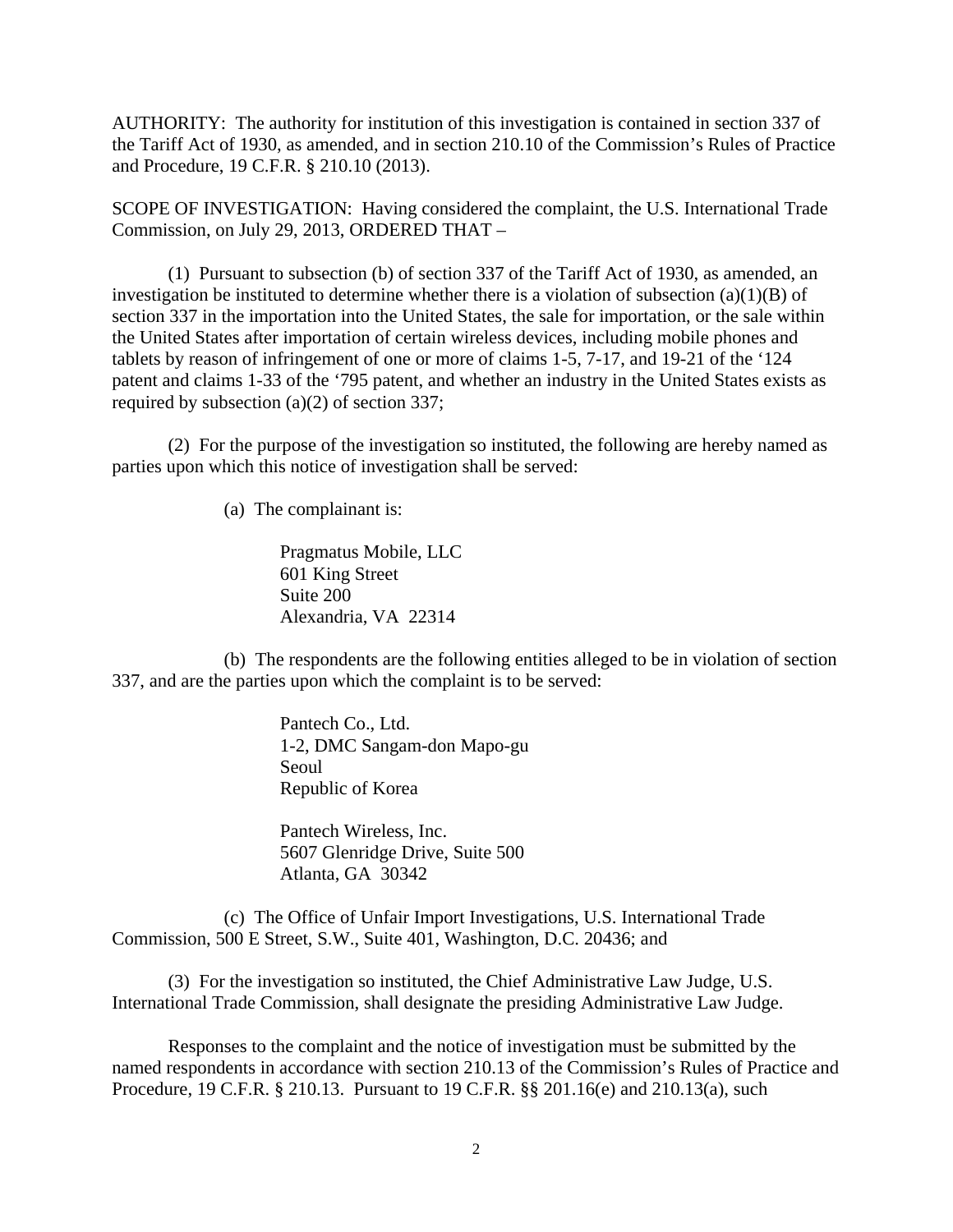AUTHORITY: The authority for institution of this investigation is contained in section 337 of the Tariff Act of 1930, as amended, and in section 210.10 of the Commission's Rules of Practice and Procedure, 19 C.F.R. § 210.10 (2013).

SCOPE OF INVESTIGATION: Having considered the complaint, the U.S. International Trade Commission, on July 29, 2013, ORDERED THAT –

(1) Pursuant to subsection (b) of section 337 of the Tariff Act of 1930, as amended, an investigation be instituted to determine whether there is a violation of subsection (a)(1)(B) of section 337 in the importation into the United States, the sale for importation, or the sale within the United States after importation of certain wireless devices, including mobile phones and tablets by reason of infringement of one or more of claims 1-5, 7-17, and 19-21 of the '124 patent and claims 1-33 of the '795 patent, and whether an industry in the United States exists as required by subsection (a)(2) of section 337;

(2) For the purpose of the investigation so instituted, the following are hereby named as parties upon which this notice of investigation shall be served:

(a) The complainant is:

Pragmatus Mobile, LLC
601 King Street
Suite 200
Alexandria, VA 22314

(b) The respondents are the following entities alleged to be in violation of section 337, and are the parties upon which the complaint is to be served:

Pantech Co., Ltd.
1-2, DMC Sangam-don Mapo-gu
Seoul
Republic of Korea

Pantech Wireless, Inc.
5607 Glenridge Drive, Suite 500
Atlanta, GA 30342

(c) The Office of Unfair Import Investigations, U.S. International Trade Commission, 500 E Street, S.W., Suite 401, Washington, D.C. 20436; and

(3) For the investigation so instituted, the Chief Administrative Law Judge, U.S. International Trade Commission, shall designate the presiding Administrative Law Judge.

Responses to the complaint and the notice of investigation must be submitted by the named respondents in accordance with section 210.13 of the Commission's Rules of Practice and Procedure, 19 C.F.R. § 210.13. Pursuant to 19 C.F.R. §§ 201.16(e) and 210.13(a), such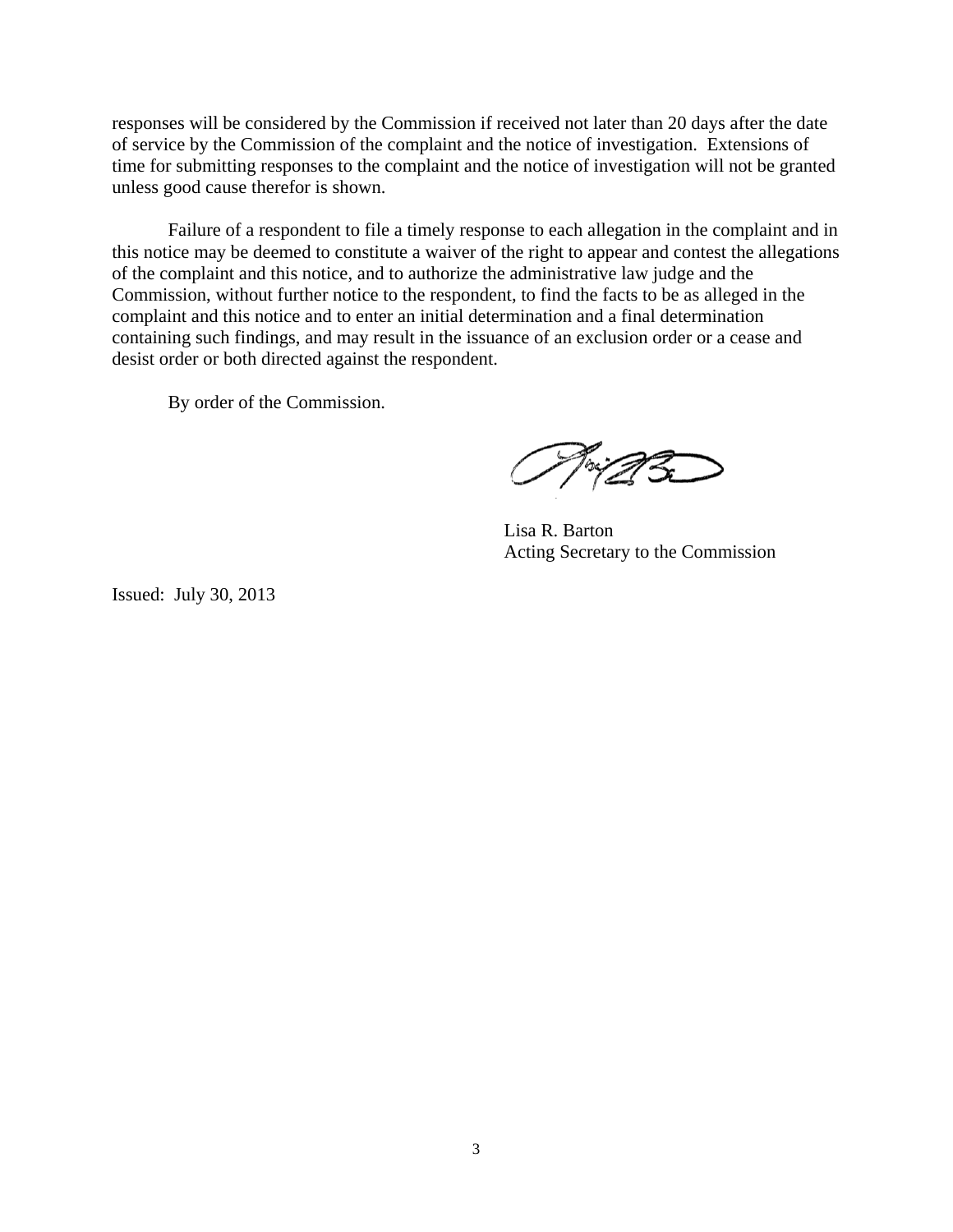responses will be considered by the Commission if received not later than 20 days after the date of service by the Commission of the complaint and the notice of investigation. Extensions of time for submitting responses to the complaint and the notice of investigation will not be granted unless good cause therefor is shown.

Failure of a respondent to file a timely response to each allegation in the complaint and in this notice may be deemed to constitute a waiver of the right to appear and contest the allegations of the complaint and this notice, and to authorize the administrative law judge and the Commission, without further notice to the respondent, to find the facts to be as alleged in the complaint and this notice and to enter an initial determination and a final determination containing such findings, and may result in the issuance of an exclusion order or a cease and desist order or both directed against the respondent.

By order of the Commission.

Lisa R. Barton
Acting Secretary to the Commission

Issued: July 30, 2013